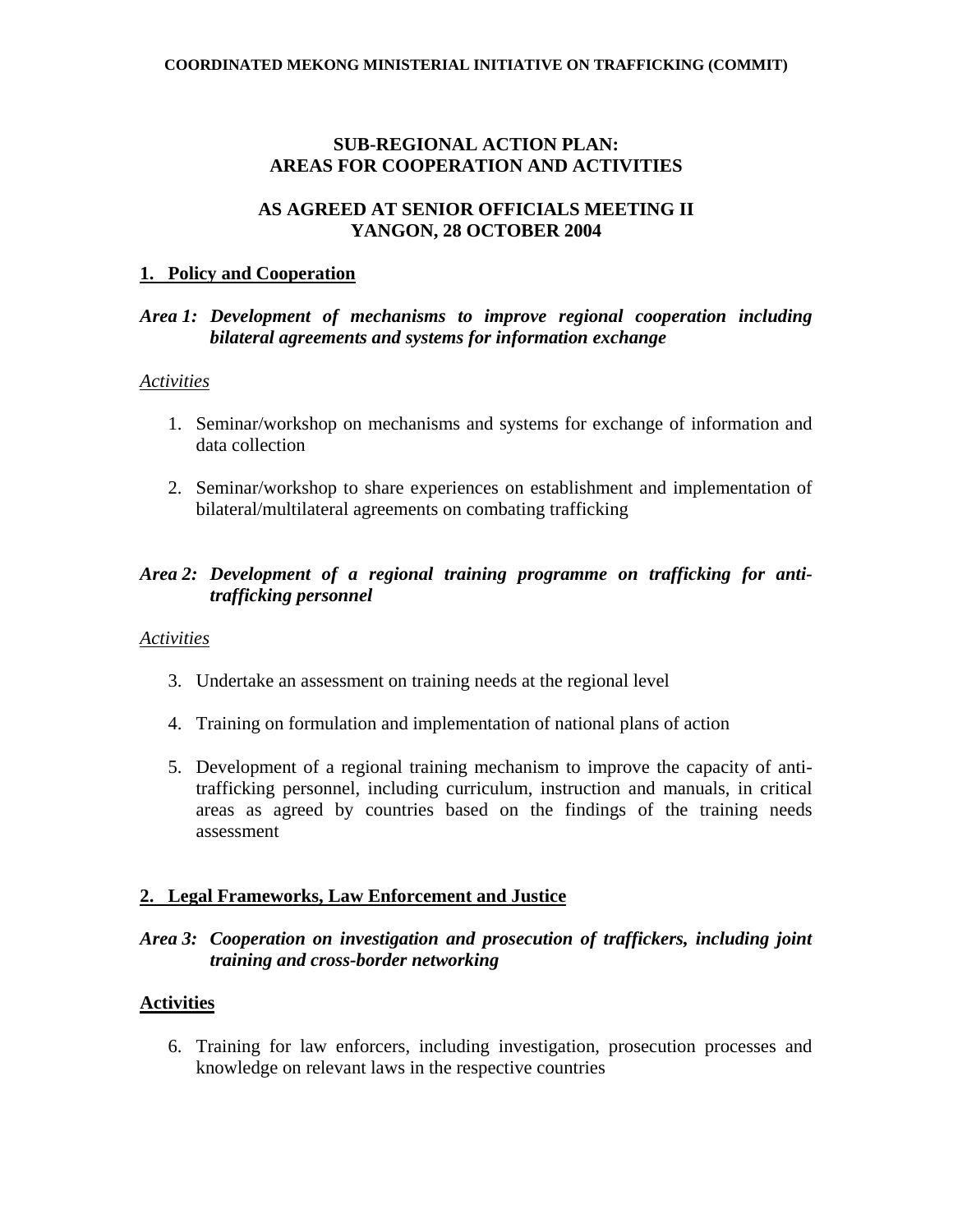**COORDINATED MEKONG MINISTERIAL INITIATIVE ON TRAFFICKING (COMMIT)**

# SUB-REGIONAL ACTION PLAN: AREAS FOR COOPERATION AND ACTIVITIES

## AS AGREED AT SENIOR OFFICIALS MEETING II YANGON, 28 OCTOBER 2004

## 1. Policy and Cooperation

***Area 1: Development of mechanisms to improve regional cooperation including bilateral agreements and systems for information exchange***

*Activities*

1. Seminar/workshop on mechanisms and systems for exchange of information and data collection
2. Seminar/workshop to share experiences on establishment and implementation of bilateral/multilateral agreements on combating trafficking

***Area 2: Development of a regional training programme on trafficking for anti-trafficking personnel***

*Activities*

3. Undertake an assessment on training needs at the regional level
4. Training on formulation and implementation of national plans of action
5. Development of a regional training mechanism to improve the capacity of anti-trafficking personnel, including curriculum, instruction and manuals, in critical areas as agreed by countries based on the findings of the training needs assessment

## 2. Legal Frameworks, Law Enforcement and Justice

***Area 3: Cooperation on investigation and prosecution of traffickers, including joint training and cross-border networking***

**Activities**

6. Training for law enforcers, including investigation, prosecution processes and knowledge on relevant laws in the respective countries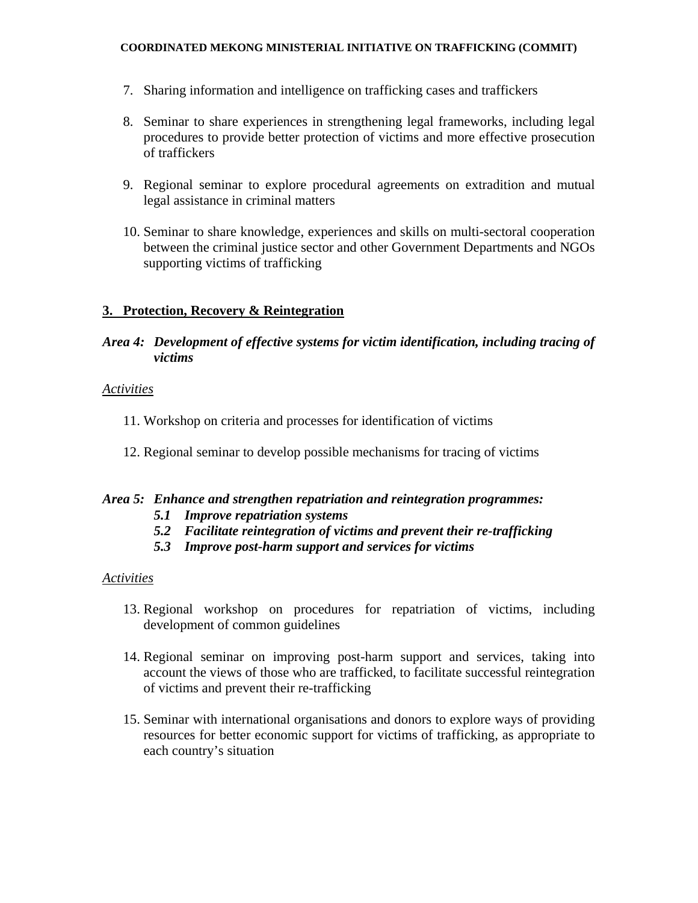7. Sharing information and intelligence on trafficking cases and traffickers

8. Seminar to share experiences in strengthening legal frameworks, including legal procedures to provide better protection of victims and more effective prosecution of traffickers

9. Regional seminar to explore procedural agreements on extradition and mutual legal assistance in criminal matters

10. Seminar to share knowledge, experiences and skills on multi-sectoral cooperation between the criminal justice sector and other Government Departments and NGOs supporting victims of trafficking

## 3. Protection, Recovery & Reintegration

***Area 4: Development of effective systems for victim identification, including tracing of victims***

*Activities*

11. Workshop on criteria and processes for identification of victims

12. Regional seminar to develop possible mechanisms for tracing of victims

***Area 5: Enhance and strengthen repatriation and reintegration programmes:***

***5.1 Improve repatriation systems***

***5.2 Facilitate reintegration of victims and prevent their re-trafficking***

***5.3 Improve post-harm support and services for victims***

*Activities*

13. Regional workshop on procedures for repatriation of victims, including development of common guidelines

14. Regional seminar on improving post-harm support and services, taking into account the views of those who are trafficked, to facilitate successful reintegration of victims and prevent their re-trafficking

15. Seminar with international organisations and donors to explore ways of providing resources for better economic support for victims of trafficking, as appropriate to each country's situation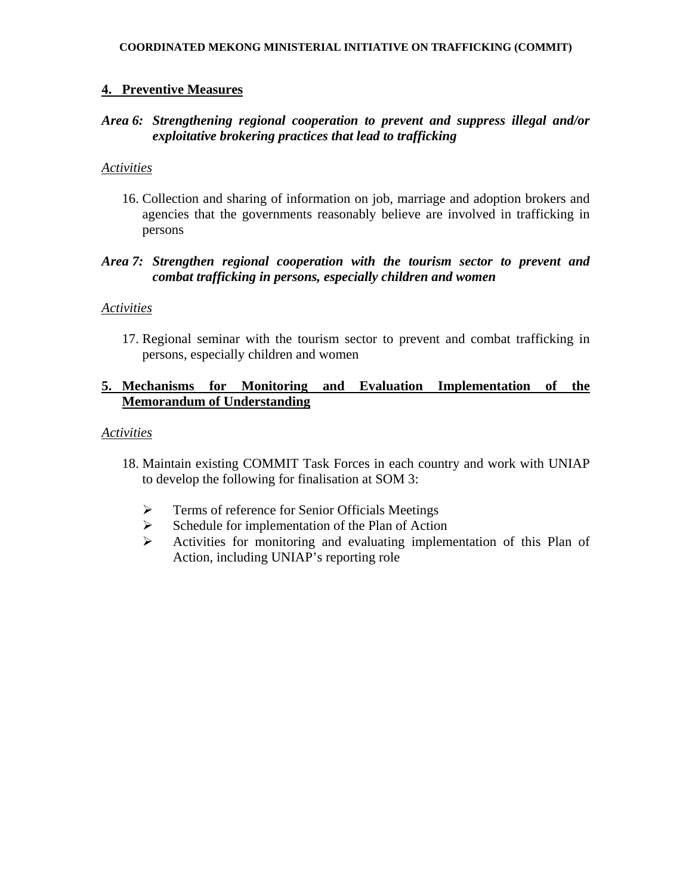## 4. Preventive Measures

### *Area 6: Strengthening regional cooperation to prevent and suppress illegal and/or exploitative brokering practices that lead to trafficking*

*Activities*

16. Collection and sharing of information on job, marriage and adoption brokers and agencies that the governments reasonably believe are involved in trafficking in persons

### *Area 7: Strengthen regional cooperation with the tourism sector to prevent and combat trafficking in persons, especially children and women*

*Activities*

17. Regional seminar with the tourism sector to prevent and combat trafficking in persons, especially children and women

## 5. Mechanisms for Monitoring and Evaluation Implementation of the Memorandum of Understanding

*Activities*

18. Maintain existing COMMIT Task Forces in each country and work with UNIAP to develop the following for finalisation at SOM 3:

    - Terms of reference for Senior Officials Meetings
    - Schedule for implementation of the Plan of Action
    - Activities for monitoring and evaluating implementation of this Plan of Action, including UNIAP's reporting role